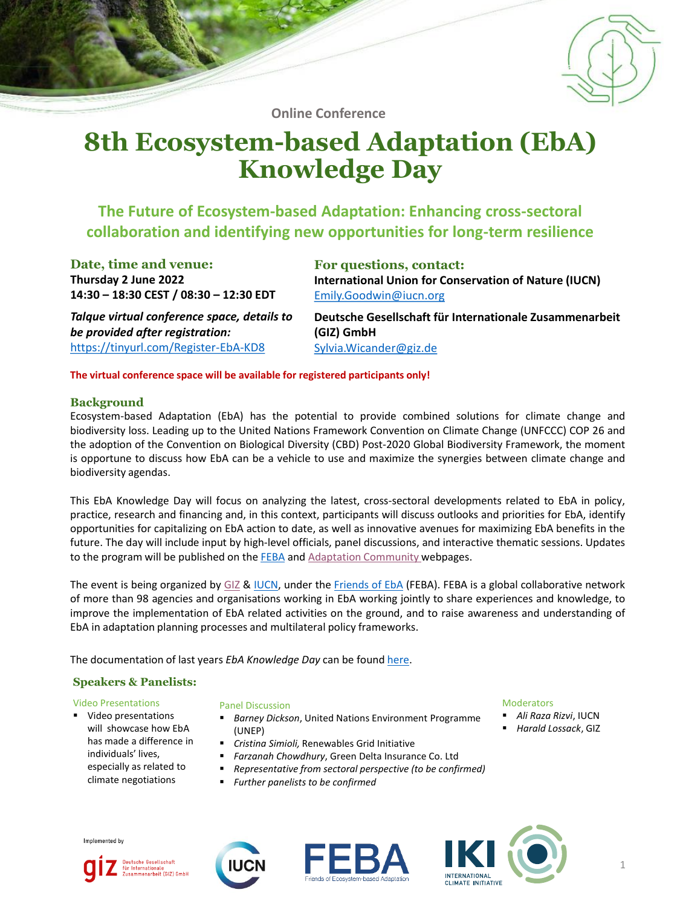Online Conference

# 8th Ecosystem-based Adaptation (EbA) Knowledge Day

## The Future of Ecosystem-based Adaptation: Enhancing cross-sectoral collaboration and identifying new opportunities for long-term resilience

### Date, time and venue:

**Thursday 2 June 2022**
**14:30 – 18:30 CEST / 08:30 – 12:30 EDT**

***Talque virtual conference space, details to be provided after registration:***
https://tinyurl.com/Register-EbA-KD8

### For questions, contact:

**International Union for Conservation of Nature (IUCN)**
Emily.Goodwin@iucn.org

**Deutsche Gesellschaft für Internationale Zusammenarbeit (GIZ) GmbH**
Sylvia.Wicander@giz.de

**The virtual conference space will be available for registered participants only!**

### Background

Ecosystem-based Adaptation (EbA) has the potential to provide combined solutions for climate change and biodiversity loss. Leading up to the United Nations Framework Convention on Climate Change (UNFCCC) COP 26 and the adoption of the Convention on Biological Diversity (CBD) Post-2020 Global Biodiversity Framework, the moment is opportune to discuss how EbA can be a vehicle to use and maximize the synergies between climate change and biodiversity agendas.

This EbA Knowledge Day will focus on analyzing the latest, cross-sectoral developments related to EbA in policy, practice, research and financing and, in this context, participants will discuss outlooks and priorities for EbA, identify opportunities for capitalizing on EbA action to date, as well as innovative avenues for maximizing EbA benefits in the future. The day will include input by high-level officials, panel discussions, and interactive thematic sessions. Updates to the program will be published on the FEBA and Adaptation Community webpages.

The event is being organized by GIZ & IUCN, under the Friends of EbA (FEBA). FEBA is a global collaborative network of more than 98 agencies and organisations working in EbA working jointly to share experiences and knowledge, to improve the implementation of EbA related activities on the ground, and to raise awareness and understanding of EbA in adaptation planning processes and multilateral policy frameworks.

The documentation of last years *EbA Knowledge Day* can be found here.

### Speakers & Panelists:

#### Video Presentations

- Video presentations will showcase how EbA has made a difference in individuals' lives, especially as related to climate negotiations

#### Panel Discussion

- *Barney Dickson*, United Nations Environment Programme (UNEP)
- *Cristina Simioli,* Renewables Grid Initiative
- *Farzanah Chowdhury*, Green Delta Insurance Co. Ltd
- *Representative from sectoral perspective (to be confirmed)*
- *Further panelists to be confirmed*

#### Moderators

- *Ali Raza Rizvi*, IUCN
- *Harald Lossack*, GIZ

Implemented by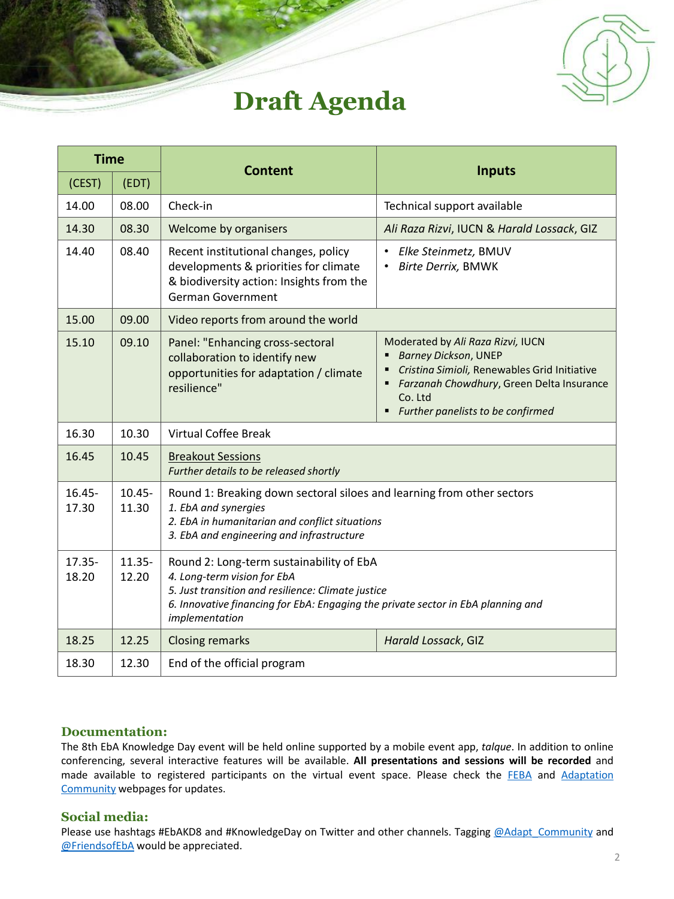# Draft Agenda

| Time (CEST) | Time (EDT) | Content | Inputs |
|---|---|---|---|
| 14.00 | 08.00 | Check-in | Technical support available |
| 14.30 | 08.30 | Welcome by organisers | *Ali Raza Rizvi*, IUCN & *Harald Lossack*, GIZ |
| 14.40 | 08.40 | Recent institutional changes, policy developments & priorities for climate & biodiversity action: Insights from the German Government | • *Elke Steinmetz,* BMUV<br>• *Birte Derrix,* BMWK |
| 15.00 | 09.00 | Video reports from around the world | |
| 15.10 | 09.10 | Panel: "Enhancing cross-sectoral collaboration to identify new opportunities for adaptation / climate resilience" | Moderated by *Ali Raza Rizvi,* IUCN<br>▪ *Barney Dickson*, UNEP<br>▪ *Cristina Simioli,* Renewables Grid Initiative<br>▪ *Farzanah Chowdhury*, Green Delta Insurance Co. Ltd<br>▪ *Further panelists to be confirmed* |
| 16.30 | 10.30 | Virtual Coffee Break | |
| 16.45 | 10.45 | Breakout Sessions<br>*Further details to be released shortly* | |
| 16.45-17.30 | 10.45-11.30 | Round 1: Breaking down sectoral siloes and learning from other sectors<br>*1. EbA and synergies*<br>*2. EbA in humanitarian and conflict situations*<br>*3. EbA and engineering and infrastructure* | |
| 17.35-18.20 | 11.35-12.20 | Round 2: Long-term sustainability of EbA<br>*4. Long-term vision for EbA*<br>*5. Just transition and resilience: Climate justice*<br>*6. Innovative financing for EbA: Engaging the private sector in EbA planning and implementation* | |
| 18.25 | 12.25 | Closing remarks | *Harald Lossack*, GIZ |
| 18.30 | 12.30 | End of the official program | |

## Documentation:

The 8th EbA Knowledge Day event will be held online supported by a mobile event app, *talque*. In addition to online conferencing, several interactive features will be available. **All presentations and sessions will be recorded** and made available to registered participants on the virtual event space. Please check the FEBA and Adaptation Community webpages for updates.

## Social media:

Please use hashtags #EbAKD8 and #KnowledgeDay on Twitter and other channels. Tagging @Adapt_Community and @FriendsofEbA would be appreciated.